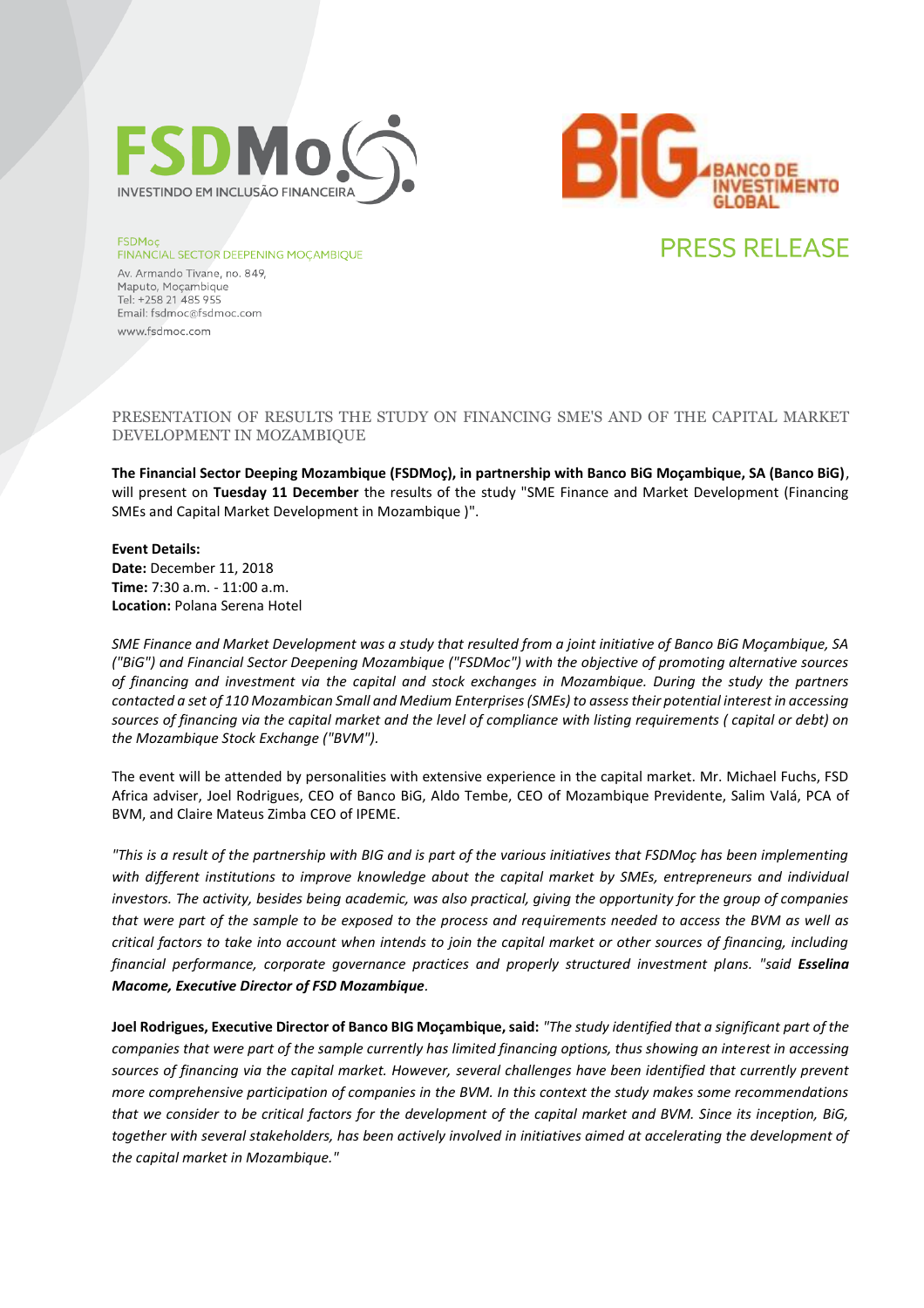FSDMoç
INVESTINDO EM INCLUSÃO FINANCEIRA

BiG BANCO DE INVESTIMENTO GLOBAL

FSDMoç
FINANCIAL SECTOR DEEPENING MOÇAMBIQUE

Av. Armando Tivane, no. 849,
Maputo, Moçambique
Tel: +258 21 485 955
Email: fsdmoc@fsdmoc.com
www.fsdmoc.com

# PRESS RELEASE

## PRESENTATION OF RESULTS THE STUDY ON FINANCING SME'S AND OF THE CAPITAL MARKET DEVELOPMENT IN MOZAMBIQUE

**The Financial Sector Deeping Mozambique (FSDMoç), in partnership with Banco BiG Moçambique, SA (Banco BiG)**, will present on **Tuesday 11 December** the results of the study "SME Finance and Market Development (Financing SMEs and Capital Market Development in Mozambique )".

**Event Details:**
**Date:** December 11, 2018
**Time:** 7:30 a.m. - 11:00 a.m.
**Location:** Polana Serena Hotel

*SME Finance and Market Development was a study that resulted from a joint initiative of Banco BiG Moçambique, SA ("BiG") and Financial Sector Deepening Mozambique ("FSDMoc") with the objective of promoting alternative sources of financing and investment via the capital and stock exchanges in Mozambique. During the study the partners contacted a set of 110 Mozambican Small and Medium Enterprises (SMEs) to assess their potential interest in accessing sources of financing via the capital market and the level of compliance with listing requirements ( capital or debt) on the Mozambique Stock Exchange ("BVM").*

The event will be attended by personalities with extensive experience in the capital market. Mr. Michael Fuchs, FSD Africa adviser, Joel Rodrigues, CEO of Banco BiG, Aldo Tembe, CEO of Mozambique Previdente, Salim Valá, PCA of BVM, and Claire Mateus Zimba CEO of IPEME.

*"This is a result of the partnership with BIG and is part of the various initiatives that FSDMoç has been implementing with different institutions to improve knowledge about the capital market by SMEs, entrepreneurs and individual investors. The activity, besides being academic, was also practical, giving the opportunity for the group of companies that were part of the sample to be exposed to the process and requirements needed to access the BVM as well as critical factors to take into account when intends to join the capital market or other sources of financing, including financial performance, corporate governance practices and properly structured investment plans. "said **Esselina Macome, Executive Director of FSD Mozambique**.*

**Joel Rodrigues, Executive Director of Banco BIG Moçambique, said:** *"The study identified that a significant part of the companies that were part of the sample currently has limited financing options, thus showing an interest in accessing sources of financing via the capital market. However, several challenges have been identified that currently prevent more comprehensive participation of companies in the BVM. In this context the study makes some recommendations that we consider to be critical factors for the development of the capital market and BVM. Since its inception, BiG, together with several stakeholders, has been actively involved in initiatives aimed at accelerating the development of the capital market in Mozambique."*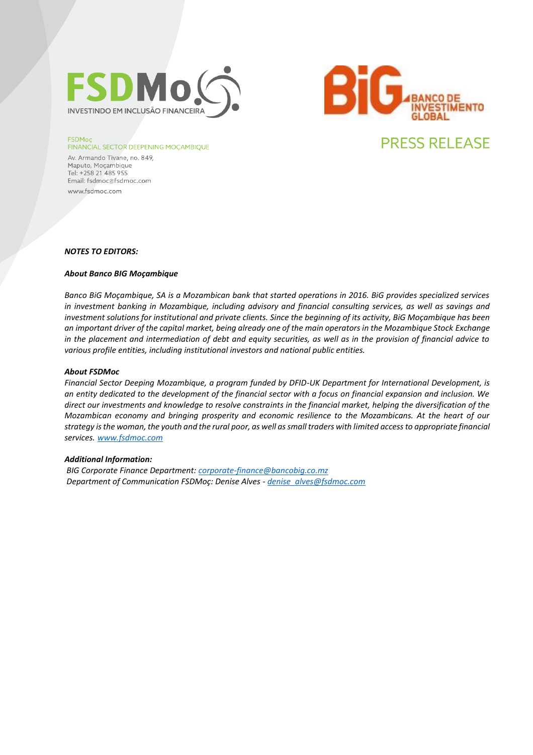FSDMoç
INVESTINDO EM INCLUSÃO FINANCEIRA

FSDMoç
FINANCIAL SECTOR DEEPENING MOÇAMBIQUE

Av. Armando Tivane, no. 849,
Maputo, Moçambique
Tel: +258 21 485 955
Email: fsdmoc@fsdmoc.com
www.fsdmoc.com

BiG BANCO DE INVESTIMENTO GLOBAL

PRESS RELEASE

***NOTES TO EDITORS:***

***About Banco BIG Moçambique***

*Banco BiG Moçambique, SA is a Mozambican bank that started operations in 2016. BiG provides specialized services in investment banking in Mozambique, including advisory and financial consulting services, as well as savings and investment solutions for institutional and private clients. Since the beginning of its activity, BiG Moçambique has been an important driver of the capital market, being already one of the main operators in the Mozambique Stock Exchange in the placement and intermediation of debt and equity securities, as well as in the provision of financial advice to various profile entities, including institutional investors and national public entities.*

***About FSDMoc***

*Financial Sector Deeping Mozambique, a program funded by DFID-UK Department for International Development, is an entity dedicated to the development of the financial sector with a focus on financial expansion and inclusion. We direct our investments and knowledge to resolve constraints in the financial market, helping the diversification of the Mozambican economy and bringing prosperity and economic resilience to the Mozambicans. At the heart of our strategy is the woman, the youth and the rural poor, as well as small traders with limited access to appropriate financial services. www.fsdmoc.com*

***Additional Information:***

*BIG Corporate Finance Department: corporate-finance@bancobig.co.mz*
*Department of Communication FSDMoç: Denise Alves - denise_alves@fsdmoc.com*